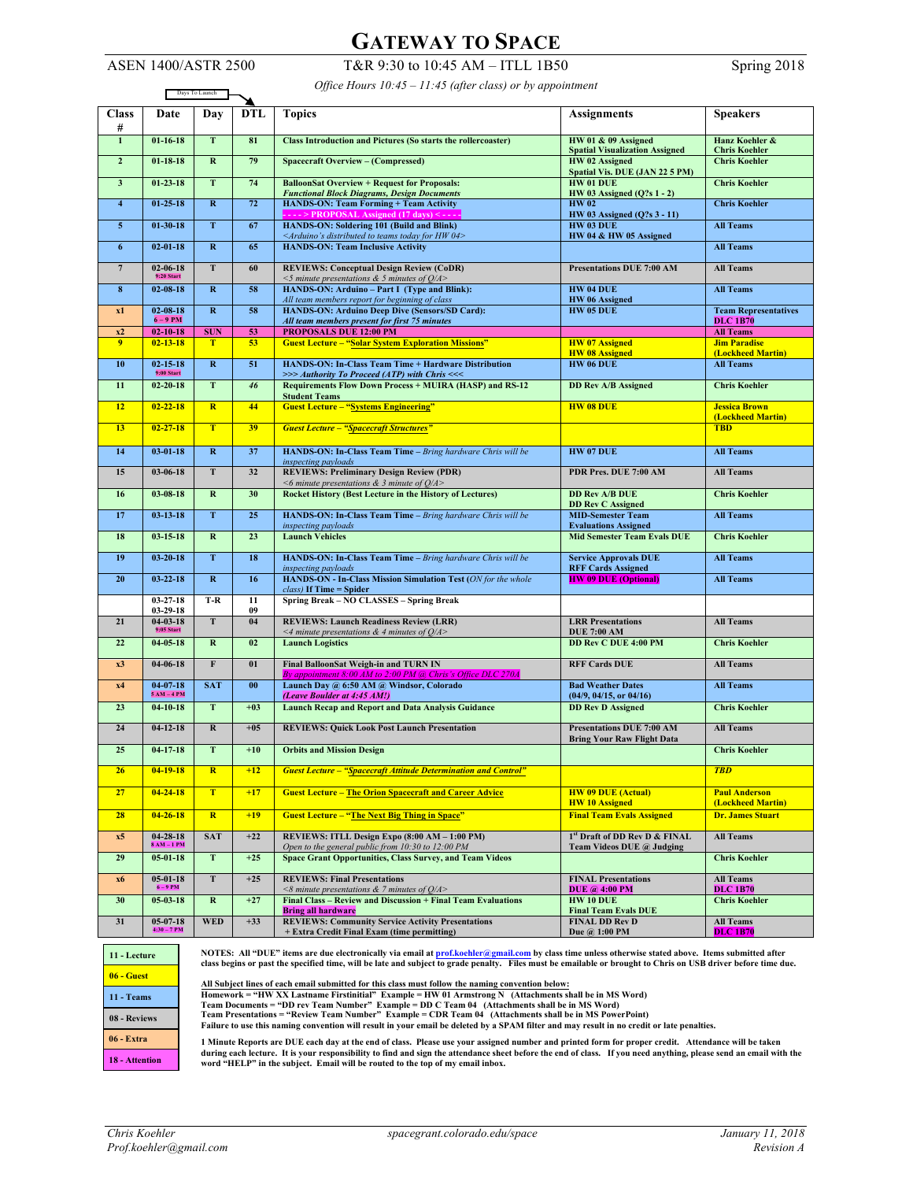# GATEWAY TO SPACE

ASEN 1400/ASTR 2500 — T&R 9:30 to 10:45 AM – ITLL 1B50 — Spring 2018

*Office Hours 10:45 – 11:45 (after class) or by appointment*

Days To Launch

| Class # | Date | Day | DTL | Topics | Assignments | Speakers |
|---|---|---|---|---|---|---|
| 1 | 01-16-18 | T | 81 | Class Introduction and Pictures (So starts the rollercoaster) | HW 01 & 09 Assigned<br>Spatial Visualization Assigned | Hanz Koehler &<br>Chris Koehler |
| 2 | 01-18-18 | R | 79 | Spacecraft Overview – (Compressed) | HW 02 Assigned<br>Spatial Vis. DUE (JAN 22 5 PM) | Chris Koehler |
| 3 | 01-23-18 | T | 74 | BalloonSat Overview + Request for Proposals:<br>*Functional Block Diagrams, Design Documents* | HW 01 DUE<br>HW 03 Assigned (Q's 1 - 2) | Chris Koehler |
| 4 | 01-25-18 | R | 72 | HANDS-ON: Team Forming + Team Activity<br>- - - - > PROPOSAL Assigned (17 days) < - - - - | HW 02<br>HW 03 Assigned (Q's 3 - 11) | Chris Koehler |
| 5 | 01-30-18 | T | 67 | HANDS-ON: Soldering 101 (Build and Blink)<br>*<Arduino's distributed to teams today for HW 04>* | HW 03 DUE<br>HW 04 & HW 05 Assigned | All Teams |
| 6 | 02-01-18 | R | 65 | HANDS-ON: Team Inclusive Activity | | All Teams |
| 7 | 02-06-18<br>9:20 Start | T | 60 | REVIEWS: Conceptual Design Review (CoDR)<br>*<5 minute presentations & 5 minutes of Q/A>* | Presentations DUE 7:00 AM | All Teams |
| 8 | 02-08-18 | R | 58 | HANDS-ON: Arduino – Part 1 (Type and Blink):<br>*All team members report for beginning of class* | HW 04 DUE<br>HW 06 Assigned | All Teams |
| x1 | 02-08-18<br>6 – 9 PM | R | 58 | HANDS-ON: Arduino Deep Dive (Sensors/SD Card):<br>*All team members present for first 75 minutes* | HW 05 DUE | Team Representatives<br>DLC 1B70 |
| x2 | 02-10-18 | SUN | 53 | PROPOSALS DUE 12:00 PM | | All Teams |
| 9 | 02-13-18 | T | 53 | Guest Lecture – "Solar System Exploration Missions" | HW 07 Assigned<br>HW 08 Assigned | Jim Paradise<br>(Lockheed Martin) |
| 10 | 02-15-18<br>9:00 Start | R | 51 | HANDS-ON: In-Class Team Time + Hardware Distribution<br>*>>> Authority To Proceed (ATP) with Chris <<<* | HW 06 DUE | All Teams |
| 11 | 02-20-18 | T | *46* | Requirements Flow Down Process + MUIRA (HASP) and RS-12 Student Teams | DD Rev A/B Assigned | Chris Koehler |
| 12 | 02-22-18 | R | 44 | Guest Lecture – "Systems Engineering" | HW 08 DUE | Jessica Brown<br>(Lockheed Martin) |
| 13 | 02-27-18 | T | 39 | *Guest Lecture – "Spacecraft Structures"* | | TBD |
| 14 | 03-01-18 | R | 37 | HANDS-ON: In-Class Team Time – *Bring hardware Chris will be inspecting payloads* | HW 07 DUE | All Teams |
| 15 | 03-06-18 | T | 32 | REVIEWS: Preliminary Design Review (PDR)<br>*<6 minute presentations & 3 minute of Q/A>* | PDR Pres. DUE 7:00 AM | All Teams |
| 16 | 03-08-18 | R | 30 | Rocket History (Best Lecture in the History of Lectures) | DD Rev A/B DUE<br>DD Rev C Assigned | Chris Koehler |
| 17 | 03-13-18 | T | 25 | HANDS-ON: In-Class Team Time – *Bring hardware Chris will be inspecting payloads* | MID-Semester Team Evaluations Assigned | All Teams |
| 18 | 03-15-18 | R | 23 | Launch Vehicles | Mid Semester Team Evals DUE | Chris Koehler |
| 19 | 03-20-18 | T | 18 | HANDS-ON: In-Class Team Time – *Bring hardware Chris will be inspecting payloads* | Service Approvals DUE<br>RFF Cards Assigned | All Teams |
| 20 | 03-22-18 | R | 16 | HANDS-ON - In-Class Mission Simulation Test (*ON for the whole class)* If Time = Spider | HW 09 DUE (Optional) | All Teams |
| | 03-27-18<br>03-29-18 | T-R | 11<br>09 | Spring Break – NO CLASSES – Spring Break | | |
| 21 | 04-03-18<br>9:05 Start | T | 04 | REVIEWS: Launch Readiness Review (LRR)<br>*<4 minute presentations & 4 minutes of Q/A>* | LRR Presentations<br>DUE 7:00 AM | All Teams |
| 22 | 04-05-18 | R | 02 | Launch Logistics | DD Rev C DUE 4:00 PM | Chris Koehler |
| x3 | 04-06-18 | F | 01 | Final BalloonSat Weigh-in and TURN IN<br>*By appointment 8:00 AM to 2:00 PM @ Chris's Office DLC 270A* | RFF Cards DUE | All Teams |
| x4 | 04-07-18<br>5 AM – 4 PM | SAT | 00 | Launch Day @ 6:50 AM @ Windsor, Colorado<br>*(Leave Boulder at 4:45 AM!)* | Bad Weather Dates<br>(04/9, 04/15, or 04/16) | All Teams |
| 23 | 04-10-18 | T | +03 | Launch Recap and Report and Data Analysis Guidance | DD Rev D Assigned | Chris Koehler |
| 24 | 04-12-18 | R | +05 | REVIEWS: Quick Look Post Launch Presentation | Presentations DUE 7:00 AM<br>Bring Your Raw Flight Data | All Teams |
| 25 | 04-17-18 | T | +10 | Orbits and Mission Design | | Chris Koehler |
| 26 | 04-19-18 | R | +12 | *Guest Lecture – "Spacecraft Attitude Determination and Control"* | | *TBD* |
| 27 | 04-24-18 | T | +17 | Guest Lecture – The Orion Spacecraft and Career Advice | HW 09 DUE (Actual)<br>HW 10 Assigned | Paul Anderson<br>(Lockheed Martin) |
| 28 | 04-26-18 | R | +19 | Guest Lecture – "The Next Big Thing in Space" | Final Team Evals Assigned | Dr. James Stuart |
| x5 | 04-28-18<br>8 AM – 1 PM | SAT | +22 | REVIEWS: ITLL Design Expo (8:00 AM – 1:00 PM)<br>*Open to the general public from 10:30 to 12:00 PM* | 1st Draft of DD Rev D & FINAL Team Videos DUE @ Judging | All Teams |
| 29 | 05-01-18 | T | +25 | Space Grant Opportunities, Class Survey, and Team Videos | | Chris Koehler |
| x6 | 05-01-18<br>6 – 9 PM | T | +25 | REVIEWS: Final Presentations<br>*<8 minute presentations & 7 minutes of Q/A>* | FINAL Presentations<br>DUE @ 4:00 PM | All Teams<br>DLC 1B70 |
| 30 | 05-03-18 | R | +27 | Final Class – Review and Discussion + Final Team Evaluations<br>Bring all hardware | HW 10 DUE<br>Final Team Evals DUE | Chris Koehler |
| 31 | 05-07-18<br>4:30 – 7 PM | WED | +33 | REVIEWS: Community Service Activity Presentations<br>+ Extra Credit Final Exam (time permitting) | FINAL DD Rev D<br>Due @ 1:00 PM | All Teams<br>DLC 1B70 |

| Legend |
|---|
| 11 - Lecture |
| 06 - Guest |
| 11 - Teams |
| 08 - Reviews |
| 06 - Extra |
| 18 - Attention |

**NOTES: All "DUE" items are due electronically via email at prof.koehler@gmail.com by class time unless otherwise stated above. Items submitted after class begins or past the specified time, will be late and subject to grade penalty. Files must be emailable or brought to Chris on USB driver before time due.**

**All Subject lines of each email submitted for this class must follow the naming convention below:**
**Homework = "HW XX Lastname Firstinitial" Example = HW 01 Armstrong N (Attachments shall be in MS Word)**
**Team Documents = "DD rev Team Number" Example = DD C Team 04 (Attachments shall be in MS Word)**
**Team Presentations = "Review Team Number" Example = CDR Team 04 (Attachments shall be in MS PowerPoint)**
**Failure to use this naming convention will result in your email be deleted by a SPAM filter and may result in no credit or late penalties.**

**1 Minute Reports are DUE each day at the end of class. Please use your assigned number and printed form for proper credit. Attendance will be taken during each lecture. It is your responsibility to find and sign the attendance sheet before the end of class. If you need anything, please send an email with the word "HELP" in the subject. Email will be routed to the top of my email inbox.**

*Chris Koehler*
*Prof.koehler@gmail.com*

*spacegrant.colorado.edu/space*

*January 11, 2018*
*Revision A*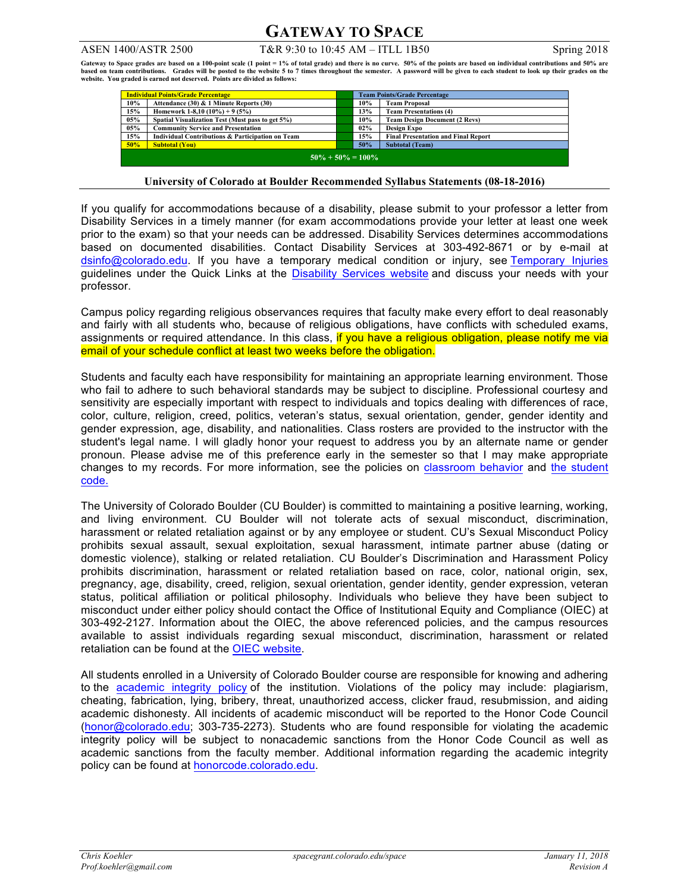# GATEWAY TO SPACE

ASEN 1400/ASTR 2500 T&R 9:30 to 10:45 AM – ITLL 1B50 Spring 2018

**Gateway to Space grades are based on a 100-point scale (1 point = 1% of total grade) and there is no curve. 50% of the points are based on individual contributions and 50% are based on team contributions. Grades will be posted to the website 5 to 7 times throughout the semester. A password will be given to each student to look up their grades on the website. You graded is earned not deserved. Points are divided as follows:**

| Individual Points/Grade Percentage | | | Team Points/Grade Percentage | |
|---|---|---|---|---|
| 10% | Attendance (30) & 1 Minute Reports (30) | | 10% | Team Proposal |
| 15% | Homework 1-8,10 (10%) + 9 (5%) | | 13% | Team Presentations (4) |
| 05% | Spatial Visualization Test (Must pass to get 5%) | | 10% | Team Design Document (2 Revs) |
| 05% | Community Service and Presentation | | 02% | Design Expo |
| 15% | Individual Contributions & Participation on Team | | 15% | Final Presentation and Final Report |
| 50% | Subtotal (You) | | 50% | Subtotal (Team) |
| 50% + 50% = 100% | | | | |

## University of Colorado at Boulder Recommended Syllabus Statements (08-18-2016)

If you qualify for accommodations because of a disability, please submit to your professor a letter from Disability Services in a timely manner (for exam accommodations provide your letter at least one week prior to the exam) so that your needs can be addressed. Disability Services determines accommodations based on documented disabilities. Contact Disability Services at 303-492-8671 or by e-mail at dsinfo@colorado.edu. If you have a temporary medical condition or injury, see Temporary Injuries guidelines under the Quick Links at the Disability Services website and discuss your needs with your professor.

Campus policy regarding religious observances requires that faculty make every effort to deal reasonably and fairly with all students who, because of religious obligations, have conflicts with scheduled exams, assignments or required attendance. In this class, if you have a religious obligation, please notify me via email of your schedule conflict at least two weeks before the obligation.

Students and faculty each have responsibility for maintaining an appropriate learning environment. Those who fail to adhere to such behavioral standards may be subject to discipline. Professional courtesy and sensitivity are especially important with respect to individuals and topics dealing with differences of race, color, culture, religion, creed, politics, veteran's status, sexual orientation, gender, gender identity and gender expression, age, disability, and nationalities. Class rosters are provided to the instructor with the student's legal name. I will gladly honor your request to address you by an alternate name or gender pronoun. Please advise me of this preference early in the semester so that I may make appropriate changes to my records. For more information, see the policies on classroom behavior and the student code.

The University of Colorado Boulder (CU Boulder) is committed to maintaining a positive learning, working, and living environment. CU Boulder will not tolerate acts of sexual misconduct, discrimination, harassment or related retaliation against or by any employee or student. CU's Sexual Misconduct Policy prohibits sexual assault, sexual exploitation, sexual harassment, intimate partner abuse (dating or domestic violence), stalking or related retaliation. CU Boulder's Discrimination and Harassment Policy prohibits discrimination, harassment or related retaliation based on race, color, national origin, sex, pregnancy, age, disability, creed, religion, sexual orientation, gender identity, gender expression, veteran status, political affiliation or political philosophy. Individuals who believe they have been subject to misconduct under either policy should contact the Office of Institutional Equity and Compliance (OIEC) at 303-492-2127. Information about the OIEC, the above referenced policies, and the campus resources available to assist individuals regarding sexual misconduct, discrimination, harassment or related retaliation can be found at the OIEC website.

All students enrolled in a University of Colorado Boulder course are responsible for knowing and adhering to the academic integrity policy of the institution. Violations of the policy may include: plagiarism, cheating, fabrication, lying, bribery, threat, unauthorized access, clicker fraud, resubmission, and aiding academic dishonesty. All incidents of academic misconduct will be reported to the Honor Code Council (honor@colorado.edu; 303-735-2273). Students who are found responsible for violating the academic integrity policy will be subject to nonacademic sanctions from the Honor Code Council as well as academic sanctions from the faculty member. Additional information regarding the academic integrity policy can be found at honorcode.colorado.edu.